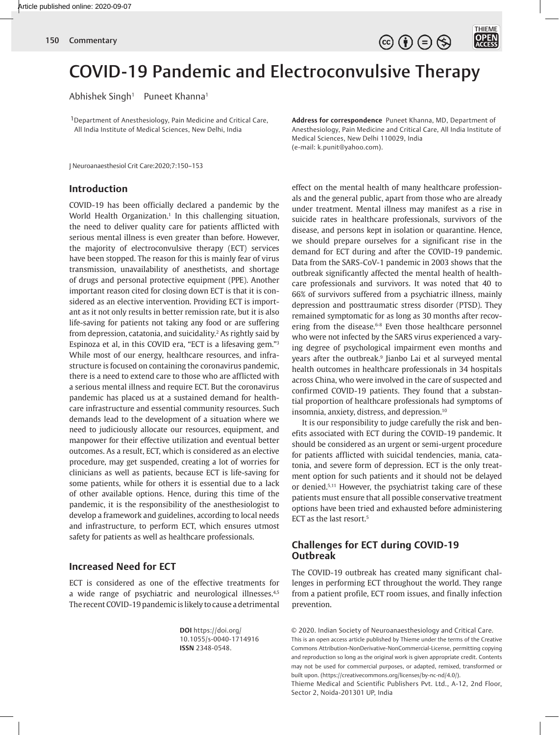# COVID-19 Pandemic and Electroconvulsive Therapy

Abhishek Singh[1] Puneet Khanna[1]

[1]Department of Anesthesiology, Pain Medicine and Critical Care, All India Institute of Medical Sciences, New Delhi, India

**Address for correspondence** Puneet Khanna, MD, Department of Anesthesiology, Pain Medicine and Critical Care, All India Institute of Medical Sciences, New Delhi 110029, India (e-mail: k.punit@yahoo.com).

J Neuroanaesthesiol Crit Care:2020;7:150–153

## Introduction

COVID-19 has been officially declared a pandemic by the World Health Organization.[1] In this challenging situation, the need to deliver quality care for patients afflicted with serious mental illness is even greater than before. However, the majority of electroconvulsive therapy (ECT) services have been stopped. The reason for this is mainly fear of virus transmission, unavailability of anesthetists, and shortage of drugs and personal protective equipment (PPE). Another important reason cited for closing down ECT is that it is considered as an elective intervention. Providing ECT is important as it not only results in better remission rate, but it is also life-saving for patients not taking any food or are suffering from depression, catatonia, and suicidality.[2] As rightly said by Espinoza et al, in this COVID era, "ECT is a lifesaving gem."[3] While most of our energy, healthcare resources, and infrastructure is focused on containing the coronavirus pandemic, there is a need to extend care to those who are afflicted with a serious mental illness and require ECT. But the coronavirus pandemic has placed us at a sustained demand for healthcare infrastructure and essential community resources. Such demands lead to the development of a situation where we need to judiciously allocate our resources, equipment, and manpower for their effective utilization and eventual better outcomes. As a result, ECT, which is considered as an elective procedure, may get suspended, creating a lot of worries for clinicians as well as patients, because ECT is life-saving for some patients, while for others it is essential due to a lack of other available options. Hence, during this time of the pandemic, it is the responsibility of the anesthesiologist to develop a framework and guidelines, according to local needs and infrastructure, to perform ECT, which ensures utmost safety for patients as well as healthcare professionals.

## Increased Need for ECT

ECT is considered as one of the effective treatments for a wide range of psychiatric and neurological illnesses.[4,5] The recent COVID-19 pandemic is likely to cause a detrimental effect on the mental health of many healthcare professionals and the general public, apart from those who are already under treatment. Mental illness may manifest as a rise in suicide rates in healthcare professionals, survivors of the disease, and persons kept in isolation or quarantine. Hence, we should prepare ourselves for a significant rise in the demand for ECT during and after the COVID-19 pandemic. Data from the SARS-CoV-1 pandemic in 2003 shows that the outbreak significantly affected the mental health of healthcare professionals and survivors. It was noted that 40 to 66% of survivors suffered from a psychiatric illness, mainly depression and posttraumatic stress disorder (PTSD). They remained symptomatic for as long as 30 months after recovering from the disease.[6-8] Even those healthcare personnel who were not infected by the SARS virus experienced a varying degree of psychological impairment even months and years after the outbreak.[9] Jianbo Lai et al surveyed mental health outcomes in healthcare professionals in 34 hospitals across China, who were involved in the care of suspected and confirmed COVID-19 patients. They found that a substantial proportion of healthcare professionals had symptoms of insomnia, anxiety, distress, and depression.[10]

It is our responsibility to judge carefully the risk and benefits associated with ECT during the COVID-19 pandemic. It should be considered as an urgent or semi-urgent procedure for patients afflicted with suicidal tendencies, mania, catatonia, and severe form of depression. ECT is the only treatment option for such patients and it should not be delayed or denied.[5,11] However, the psychiatrist taking care of these patients must ensure that all possible conservative treatment options have been tried and exhausted before administering ECT as the last resort.[5]

## Challenges for ECT during COVID-19 Outbreak

The COVID-19 outbreak has created many significant challenges in performing ECT throughout the world. They range from a patient profile, ECT room issues, and finally infection prevention.

**DOI** https://doi.org/10.1055/s-0040-1714916
**ISSN** 2348-0548.

© 2020. Indian Society of Neuroanaesthesiology and Critical Care.
This is an open access article published by Thieme under the terms of the Creative Commons Attribution-NonDerivative-NonCommercial-License, permitting copying and reproduction so long as the original work is given appropriate credit. Contents may not be used for commercial purposes, or adapted, remixed, transformed or built upon. (https://creativecommons.org/licenses/by-nc-nd/4.0/).
Thieme Medical and Scientific Publishers Pvt. Ltd., A-12, 2nd Floor, Sector 2, Noida-201301 UP, India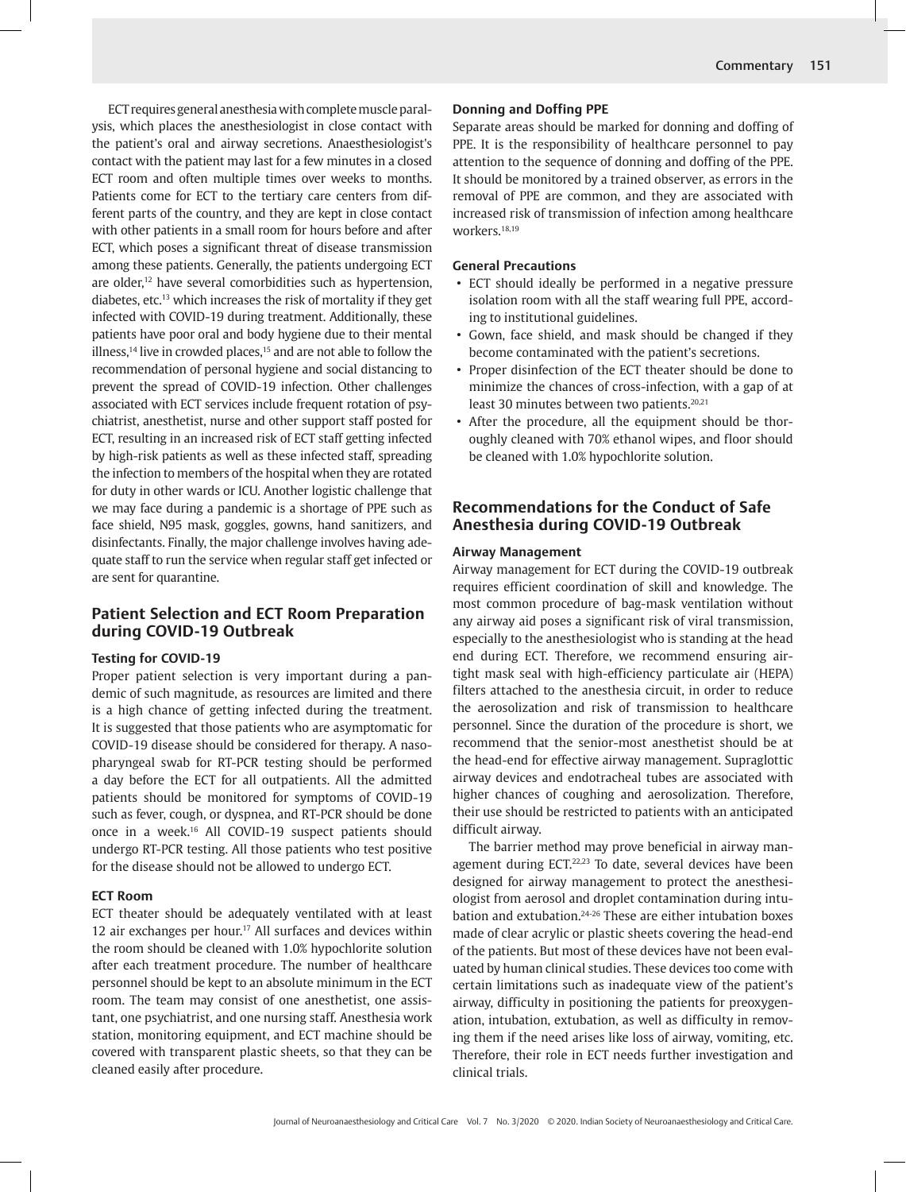ECT requires general anesthesia with complete muscle paralysis, which places the anesthesiologist in close contact with the patient's oral and airway secretions. Anaesthesiologist's contact with the patient may last for a few minutes in a closed ECT room and often multiple times over weeks to months. Patients come for ECT to the tertiary care centers from different parts of the country, and they are kept in close contact with other patients in a small room for hours before and after ECT, which poses a significant threat of disease transmission among these patients. Generally, the patients undergoing ECT are older,[12] have several comorbidities such as hypertension, diabetes, etc.[13] which increases the risk of mortality if they get infected with COVID-19 during treatment. Additionally, these patients have poor oral and body hygiene due to their mental illness,[14] live in crowded places,[15] and are not able to follow the recommendation of personal hygiene and social distancing to prevent the spread of COVID-19 infection. Other challenges associated with ECT services include frequent rotation of psychiatrist, anesthetist, nurse and other support staff posted for ECT, resulting in an increased risk of ECT staff getting infected by high-risk patients as well as these infected staff, spreading the infection to members of the hospital when they are rotated for duty in other wards or ICU. Another logistic challenge that we may face during a pandemic is a shortage of PPE such as face shield, N95 mask, goggles, gowns, hand sanitizers, and disinfectants. Finally, the major challenge involves having adequate staff to run the service when regular staff get infected or are sent for quarantine.

## Patient Selection and ECT Room Preparation during COVID-19 Outbreak

### Testing for COVID-19

Proper patient selection is very important during a pandemic of such magnitude, as resources are limited and there is a high chance of getting infected during the treatment. It is suggested that those patients who are asymptomatic for COVID-19 disease should be considered for therapy. A nasopharyngeal swab for RT-PCR testing should be performed a day before the ECT for all outpatients. All the admitted patients should be monitored for symptoms of COVID-19 such as fever, cough, or dyspnea, and RT-PCR should be done once in a week.[16] All COVID-19 suspect patients should undergo RT-PCR testing. All those patients who test positive for the disease should not be allowed to undergo ECT.

### ECT Room

ECT theater should be adequately ventilated with at least 12 air exchanges per hour.[17] All surfaces and devices within the room should be cleaned with 1.0% hypochlorite solution after each treatment procedure. The number of healthcare personnel should be kept to an absolute minimum in the ECT room. The team may consist of one anesthetist, one assistant, one psychiatrist, and one nursing staff. Anesthesia work station, monitoring equipment, and ECT machine should be covered with transparent plastic sheets, so that they can be cleaned easily after procedure.

### Donning and Doffing PPE

Separate areas should be marked for donning and doffing of PPE. It is the responsibility of healthcare personnel to pay attention to the sequence of donning and doffing of the PPE. It should be monitored by a trained observer, as errors in the removal of PPE are common, and they are associated with increased risk of transmission of infection among healthcare workers.[18,19]

### General Precautions

- ECT should ideally be performed in a negative pressure isolation room with all the staff wearing full PPE, according to institutional guidelines.
- Gown, face shield, and mask should be changed if they become contaminated with the patient's secretions.
- Proper disinfection of the ECT theater should be done to minimize the chances of cross-infection, with a gap of at least 30 minutes between two patients.[20,21]
- After the procedure, all the equipment should be thoroughly cleaned with 70% ethanol wipes, and floor should be cleaned with 1.0% hypochlorite solution.

## Recommendations for the Conduct of Safe Anesthesia during COVID-19 Outbreak

### Airway Management

Airway management for ECT during the COVID-19 outbreak requires efficient coordination of skill and knowledge. The most common procedure of bag-mask ventilation without any airway aid poses a significant risk of viral transmission, especially to the anesthesiologist who is standing at the head end during ECT. Therefore, we recommend ensuring airtight mask seal with high-efficiency particulate air (HEPA) filters attached to the anesthesia circuit, in order to reduce the aerosolization and risk of transmission to healthcare personnel. Since the duration of the procedure is short, we recommend that the senior-most anesthetist should be at the head-end for effective airway management. Supraglottic airway devices and endotracheal tubes are associated with higher chances of coughing and aerosolization. Therefore, their use should be restricted to patients with an anticipated difficult airway.

The barrier method may prove beneficial in airway management during ECT.[22,23] To date, several devices have been designed for airway management to protect the anesthesiologist from aerosol and droplet contamination during intubation and extubation.[24-26] These are either intubation boxes made of clear acrylic or plastic sheets covering the head-end of the patients. But most of these devices have not been evaluated by human clinical studies. These devices too come with certain limitations such as inadequate view of the patient's airway, difficulty in positioning the patients for preoxygenation, intubation, extubation, as well as difficulty in removing them if the need arises like loss of airway, vomiting, etc. Therefore, their role in ECT needs further investigation and clinical trials.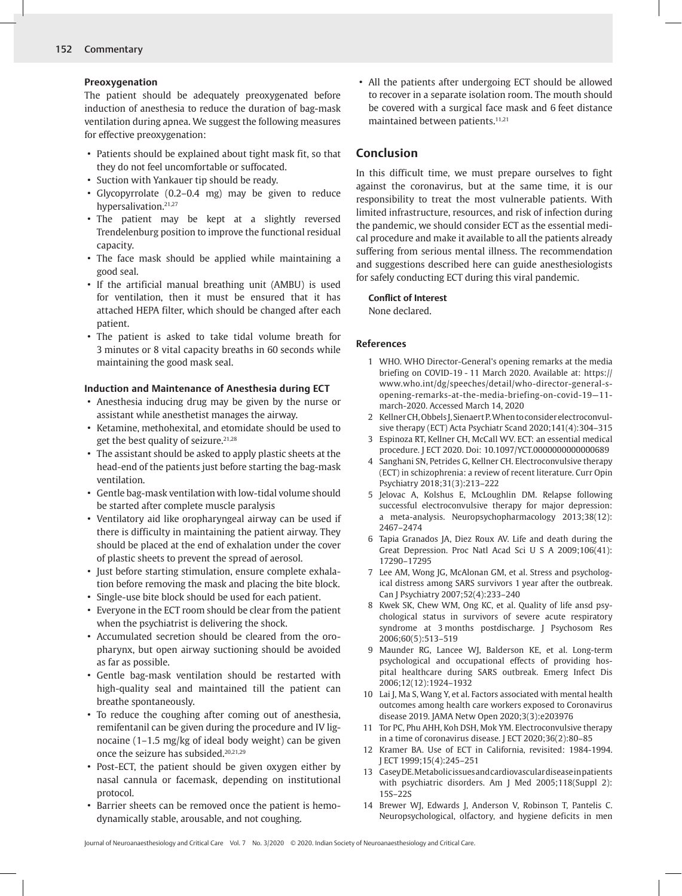### Preoxygenation

The patient should be adequately preoxygenated before induction of anesthesia to reduce the duration of bag-mask ventilation during apnea. We suggest the following measures for effective preoxygenation:

- Patients should be explained about tight mask fit, so that they do not feel uncomfortable or suffocated.
- Suction with Yankauer tip should be ready.
- Glycopyrrolate (0.2–0.4 mg) may be given to reduce hypersalivation.[21,27]
- The patient may be kept at a slightly reversed Trendelenburg position to improve the functional residual capacity.
- The face mask should be applied while maintaining a good seal.
- If the artificial manual breathing unit (AMBU) is used for ventilation, then it must be ensured that it has attached HEPA filter, which should be changed after each patient.
- The patient is asked to take tidal volume breath for 3 minutes or 8 vital capacity breaths in 60 seconds while maintaining the good mask seal.

### Induction and Maintenance of Anesthesia during ECT

- Anesthesia inducing drug may be given by the nurse or assistant while anesthetist manages the airway.
- Ketamine, methohexital, and etomidate should be used to get the best quality of seizure.[21,28]
- The assistant should be asked to apply plastic sheets at the head-end of the patients just before starting the bag-mask ventilation.
- Gentle bag-mask ventilation with low-tidal volume should be started after complete muscle paralysis
- Ventilatory aid like oropharyngeal airway can be used if there is difficulty in maintaining the patient airway. They should be placed at the end of exhalation under the cover of plastic sheets to prevent the spread of aerosol.
- Just before starting stimulation, ensure complete exhalation before removing the mask and placing the bite block.
- Single-use bite block should be used for each patient.
- Everyone in the ECT room should be clear from the patient when the psychiatrist is delivering the shock.
- Accumulated secretion should be cleared from the oropharynx, but open airway suctioning should be avoided as far as possible.
- Gentle bag-mask ventilation should be restarted with high-quality seal and maintained till the patient can breathe spontaneously.
- To reduce the coughing after coming out of anesthesia, remifentanil can be given during the procedure and IV lignocaine (1–1.5 mg/kg of ideal body weight) can be given once the seizure has subsided.[20,21,29]
- Post-ECT, the patient should be given oxygen either by nasal cannula or facemask, depending on institutional protocol.
- Barrier sheets can be removed once the patient is hemodynamically stable, arousable, and not coughing.
- All the patients after undergoing ECT should be allowed to recover in a separate isolation room. The mouth should be covered with a surgical face mask and 6 feet distance maintained between patients.[11,21]

## Conclusion

In this difficult time, we must prepare ourselves to fight against the coronavirus, but at the same time, it is our responsibility to treat the most vulnerable patients. With limited infrastructure, resources, and risk of infection during the pandemic, we should consider ECT as the essential medical procedure and make it available to all the patients already suffering from serious mental illness. The recommendation and suggestions described here can guide anesthesiologists for safely conducting ECT during this viral pandemic.

**Conflict of Interest**
None declared.

### References

1. WHO. WHO Director-General's opening remarks at the media briefing on COVID-19 - 11 March 2020. Available at: https://www.who.int/dg/speeches/detail/who-director-general-s-opening-remarks-at-the-media-briefing-on-covid-19—11-march-2020. Accessed March 14, 2020
2. Kellner CH, Obbels J, Sienaert P. When to consider electroconvulsive therapy (ECT) Acta Psychiatr Scand 2020;141(4):304–315
3. Espinoza RT, Kellner CH, McCall WV. ECT: an essential medical procedure. J ECT 2020. Doi: 10.1097/YCT.0000000000000689
4. Sanghani SN, Petrides G, Kellner CH. Electroconvulsive therapy (ECT) in schizophrenia: a review of recent literature. Curr Opin Psychiatry 2018;31(3):213–222
5. Jelovac A, Kolshus E, McLoughlin DM. Relapse following successful electroconvulsive therapy for major depression: a meta-analysis. Neuropsychopharmacology 2013;38(12): 2467–2474
6. Tapia Granados JA, Diez Roux AV. Life and death during the Great Depression. Proc Natl Acad Sci U S A 2009;106(41): 17290–17295
7. Lee AM, Wong JG, McAlonan GM, et al. Stress and psychological distress among SARS survivors 1 year after the outbreak. Can J Psychiatry 2007;52(4):233–240
8. Kwek SK, Chew WM, Ong KC, et al. Quality of life ansd psychological status in survivors of severe acute respiratory syndrome at 3 months postdischarge. J Psychosom Res 2006;60(5):513–519
9. Maunder RG, Lancee WJ, Balderson KE, et al. Long-term psychological and occupational effects of providing hospital healthcare during SARS outbreak. Emerg Infect Dis 2006;12(12):1924–1932
10. Lai J, Ma S, Wang Y, et al. Factors associated with mental health outcomes among health care workers exposed to Coronavirus disease 2019. JAMA Netw Open 2020;3(3):e203976
11. Tor PC, Phu AHH, Koh DSH, Mok YM. Electroconvulsive therapy in a time of coronavirus disease. J ECT 2020;36(2):80–85
12. Kramer BA. Use of ECT in California, revisited: 1984-1994. J ECT 1999;15(4):245–251
13. Casey DE. Metabolic issues and cardiovascular disease in patients with psychiatric disorders. Am J Med 2005;118(Suppl 2): 15S–22S
14. Brewer WJ, Edwards J, Anderson V, Robinson T, Pantelis C. Neuropsychological, olfactory, and hygiene deficits in men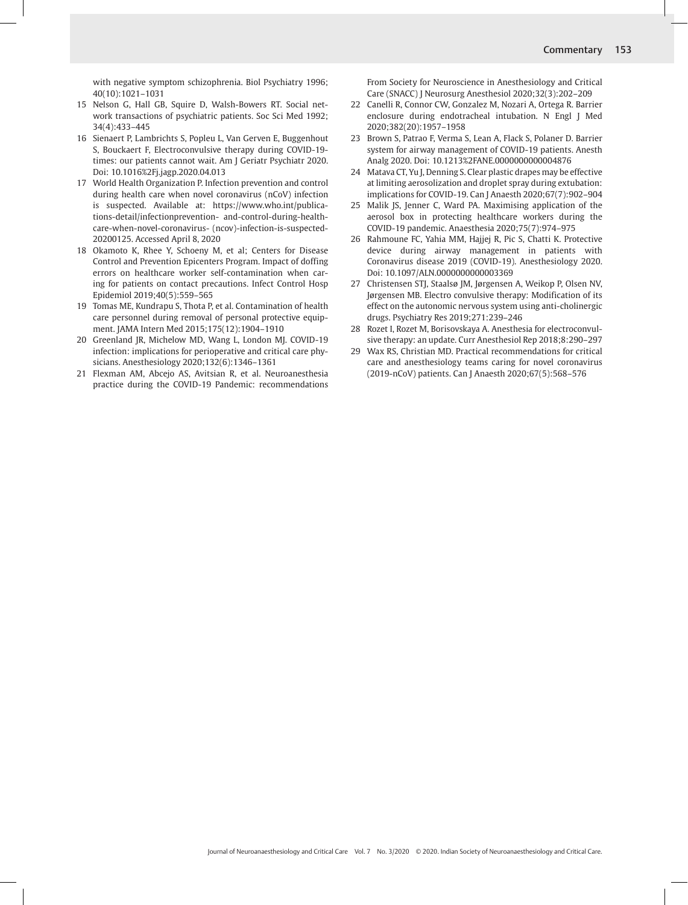with negative symptom schizophrenia. Biol Psychiatry 1996; 40(10):1021–1031

15 Nelson G, Hall GB, Squire D, Walsh-Bowers RT. Social network transactions of psychiatric patients. Soc Sci Med 1992; 34(4):433–445

16 Sienaert P, Lambrichts S, Popleu L, Van Gerven E, Buggenhout S, Bouckaert F, Electroconvulsive therapy during COVID-19-times: our patients cannot wait. Am J Geriatr Psychiatr 2020. Doi: 10.1016%2Fj.jagp.2020.04.013

17 World Health Organization P. Infection prevention and control during health care when novel coronavirus (nCoV) infection is suspected. Available at: https://www.who.int/publications-detail/infectionprevention- and-control-during-health-care-when-novel-coronavirus- (ncov)-infection-is-suspected-20200125. Accessed April 8, 2020

18 Okamoto K, Rhee Y, Schoeny M, et al; Centers for Disease Control and Prevention Epicenters Program. Impact of doffing errors on healthcare worker self-contamination when caring for patients on contact precautions. Infect Control Hosp Epidemiol 2019;40(5):559–565

19 Tomas ME, Kundrapu S, Thota P, et al. Contamination of health care personnel during removal of personal protective equipment. JAMA Intern Med 2015;175(12):1904–1910

20 Greenland JR, Michelow MD, Wang L, London MJ. COVID-19 infection: implications for perioperative and critical care physicians. Anesthesiology 2020;132(6):1346–1361

21 Flexman AM, Abcejo AS, Avitsian R, et al. Neuroanesthesia practice during the COVID-19 Pandemic: recommendations From Society for Neuroscience in Anesthesiology and Critical Care (SNACC) J Neurosurg Anesthesiol 2020;32(3):202–209

22 Canelli R, Connor CW, Gonzalez M, Nozari A, Ortega R. Barrier enclosure during endotracheal intubation. N Engl J Med 2020;382(20):1957–1958

23 Brown S, Patrao F, Verma S, Lean A, Flack S, Polaner D. Barrier system for airway management of COVID-19 patients. Anesth Analg 2020. Doi: 10.1213%2FANE.0000000000004876

24 Matava CT, Yu J, Denning S. Clear plastic drapes may be effective at limiting aerosolization and droplet spray during extubation: implications for COVID-19. Can J Anaesth 2020;67(7):902–904

25 Malik JS, Jenner C, Ward PA. Maximising application of the aerosol box in protecting healthcare workers during the COVID-19 pandemic. Anaesthesia 2020;75(7):974–975

26 Rahmoune FC, Yahia MM, Hajjej R, Pic S, Chatti K. Protective device during airway management in patients with Coronavirus disease 2019 (COVID-19). Anesthesiology 2020. Doi: 10.1097/ALN.0000000000003369

27 Christensen STJ, Staalsø JM, Jørgensen A, Weikop P, Olsen NV, Jørgensen MB. Electro convulsive therapy: Modification of its effect on the autonomic nervous system using anti-cholinergic drugs. Psychiatry Res 2019;271:239–246

28 Rozet I, Rozet M, Borisovskaya A. Anesthesia for electroconvulsive therapy: an update. Curr Anesthesiol Rep 2018;8:290–297

29 Wax RS, Christian MD. Practical recommendations for critical care and anesthesiology teams caring for novel coronavirus (2019-nCoV) patients. Can J Anaesth 2020;67(5):568–576